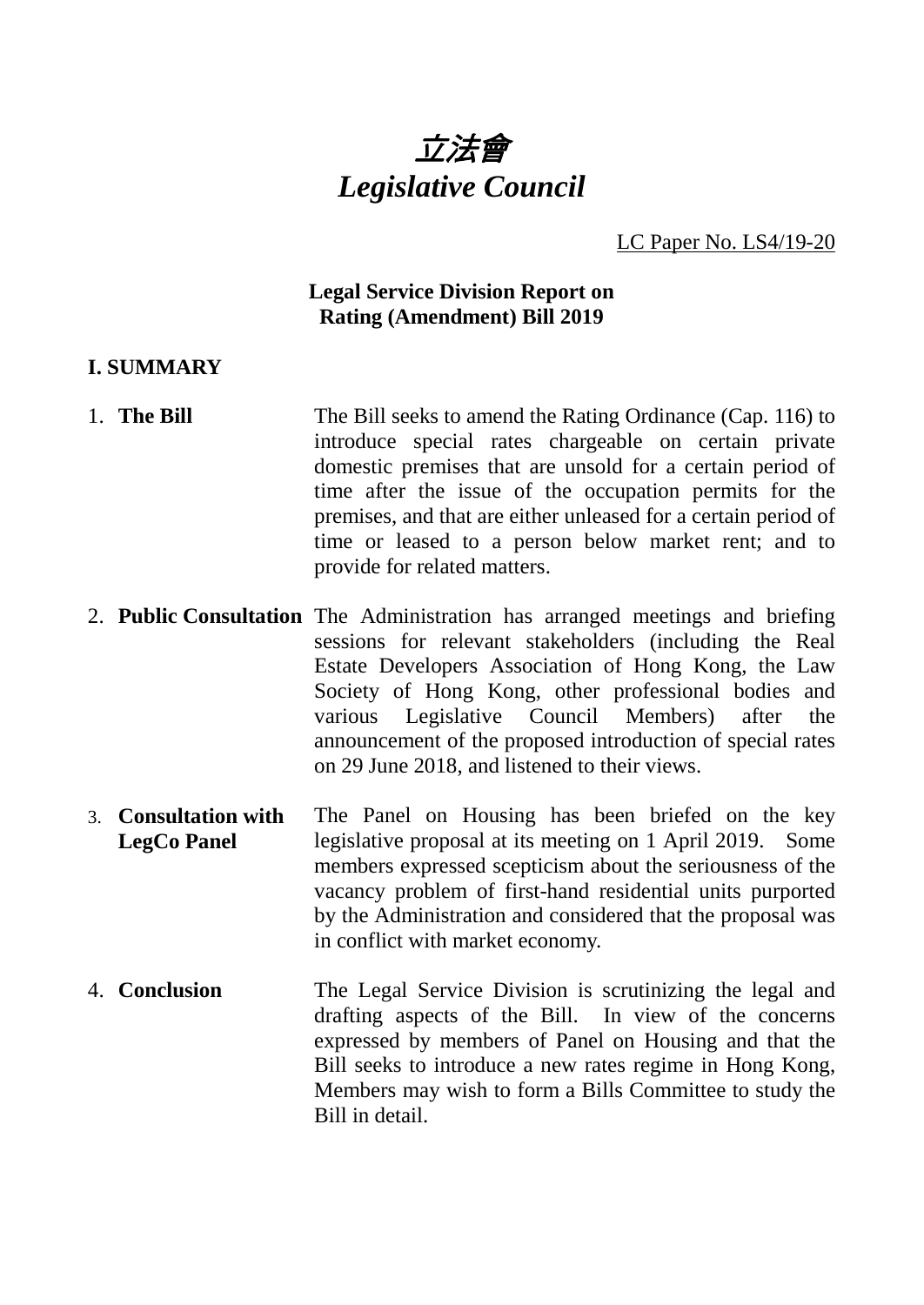# *立法會*
# *Legislative Council*

LC Paper No. LS4/19-20

**Legal Service Division Report on Rating (Amendment) Bill 2019**

## I. SUMMARY

1. **The Bill** — The Bill seeks to amend the Rating Ordinance (Cap. 116) to introduce special rates chargeable on certain private domestic premises that are unsold for a certain period of time after the issue of the occupation permits for the premises, and that are either unleased for a certain period of time or leased to a person below market rent; and to provide for related matters.

2. **Public Consultation** — The Administration has arranged meetings and briefing sessions for relevant stakeholders (including the Real Estate Developers Association of Hong Kong, the Law Society of Hong Kong, other professional bodies and various Legislative Council Members) after the announcement of the proposed introduction of special rates on 29 June 2018, and listened to their views.

3. **Consultation with LegCo Panel** — The Panel on Housing has been briefed on the key legislative proposal at its meeting on 1 April 2019. Some members expressed scepticism about the seriousness of the vacancy problem of first-hand residential units purported by the Administration and considered that the proposal was in conflict with market economy.

4. **Conclusion** — The Legal Service Division is scrutinizing the legal and drafting aspects of the Bill. In view of the concerns expressed by members of Panel on Housing and that the Bill seeks to introduce a new rates regime in Hong Kong, Members may wish to form a Bills Committee to study the Bill in detail.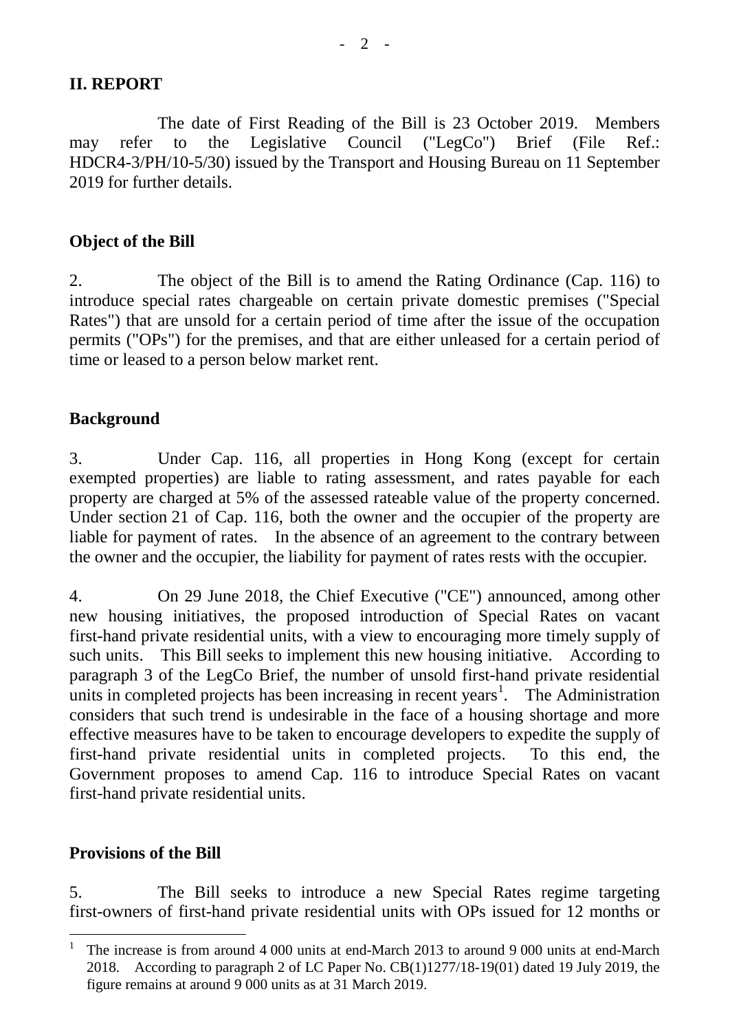## II. REPORT

The date of First Reading of the Bill is 23 October 2019. Members may refer to the Legislative Council ("LegCo") Brief (File Ref.: HDCR4-3/PH/10-5/30) issued by the Transport and Housing Bureau on 11 September 2019 for further details.

### Object of the Bill

2. The object of the Bill is to amend the Rating Ordinance (Cap. 116) to introduce special rates chargeable on certain private domestic premises ("Special Rates") that are unsold for a certain period of time after the issue of the occupation permits ("OPs") for the premises, and that are either unleased for a certain period of time or leased to a person below market rent.

### Background

3. Under Cap. 116, all properties in Hong Kong (except for certain exempted properties) are liable to rating assessment, and rates payable for each property are charged at 5% of the assessed rateable value of the property concerned. Under section 21 of Cap. 116, both the owner and the occupier of the property are liable for payment of rates. In the absence of an agreement to the contrary between the owner and the occupier, the liability for payment of rates rests with the occupier.

4. On 29 June 2018, the Chief Executive ("CE") announced, among other new housing initiatives, the proposed introduction of Special Rates on vacant first-hand private residential units, with a view to encouraging more timely supply of such units. This Bill seeks to implement this new housing initiative. According to paragraph 3 of the LegCo Brief, the number of unsold first-hand private residential units in completed projects has been increasing in recent years[1]. The Administration considers that such trend is undesirable in the face of a housing shortage and more effective measures have to be taken to encourage developers to expedite the supply of first-hand private residential units in completed projects. To this end, the Government proposes to amend Cap. 116 to introduce Special Rates on vacant first-hand private residential units.

### Provisions of the Bill

5. The Bill seeks to introduce a new Special Rates regime targeting first-owners of first-hand private residential units with OPs issued for 12 months or

---

[1] The increase is from around 4 000 units at end-March 2013 to around 9 000 units at end-March 2018. According to paragraph 2 of LC Paper No. CB(1)1277/18-19(01) dated 19 July 2019, the figure remains at around 9 000 units as at 31 March 2019.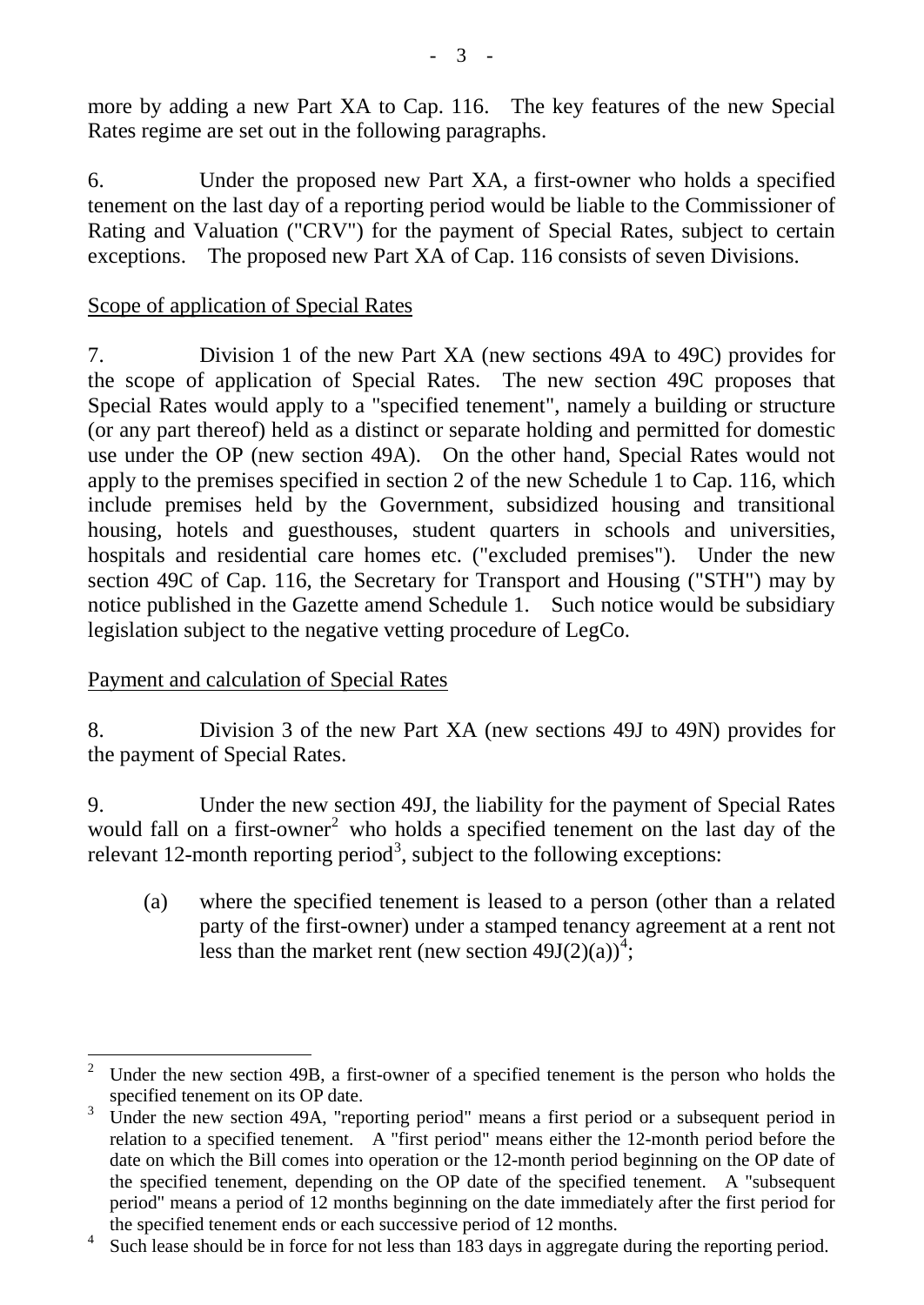more by adding a new Part XA to Cap. 116. The key features of the new Special Rates regime are set out in the following paragraphs.

6. Under the proposed new Part XA, a first-owner who holds a specified tenement on the last day of a reporting period would be liable to the Commissioner of Rating and Valuation ("CRV") for the payment of Special Rates, subject to certain exceptions. The proposed new Part XA of Cap. 116 consists of seven Divisions.

<u>Scope of application of Special Rates</u>

7. Division 1 of the new Part XA (new sections 49A to 49C) provides for the scope of application of Special Rates. The new section 49C proposes that Special Rates would apply to a "specified tenement", namely a building or structure (or any part thereof) held as a distinct or separate holding and permitted for domestic use under the OP (new section 49A). On the other hand, Special Rates would not apply to the premises specified in section 2 of the new Schedule 1 to Cap. 116, which include premises held by the Government, subsidized housing and transitional housing, hotels and guesthouses, student quarters in schools and universities, hospitals and residential care homes etc. ("excluded premises"). Under the new section 49C of Cap. 116, the Secretary for Transport and Housing ("STH") may by notice published in the Gazette amend Schedule 1. Such notice would be subsidiary legislation subject to the negative vetting procedure of LegCo.

<u>Payment and calculation of Special Rates</u>

8. Division 3 of the new Part XA (new sections 49J to 49N) provides for the payment of Special Rates.

9. Under the new section 49J, the liability for the payment of Special Rates would fall on a first-owner[2] who holds a specified tenement on the last day of the relevant 12-month reporting period[3], subject to the following exceptions:

(a) where the specified tenement is leased to a person (other than a related party of the first-owner) under a stamped tenancy agreement at a rent not less than the market rent (new section 49J(2)(a))[4];

---

[2] Under the new section 49B, a first-owner of a specified tenement is the person who holds the specified tenement on its OP date.

[3] Under the new section 49A, "reporting period" means a first period or a subsequent period in relation to a specified tenement. A "first period" means either the 12-month period before the date on which the Bill comes into operation or the 12-month period beginning on the OP date of the specified tenement, depending on the OP date of the specified tenement. A "subsequent period" means a period of 12 months beginning on the date immediately after the first period for the specified tenement ends or each successive period of 12 months.

[4] Such lease should be in force for not less than 183 days in aggregate during the reporting period.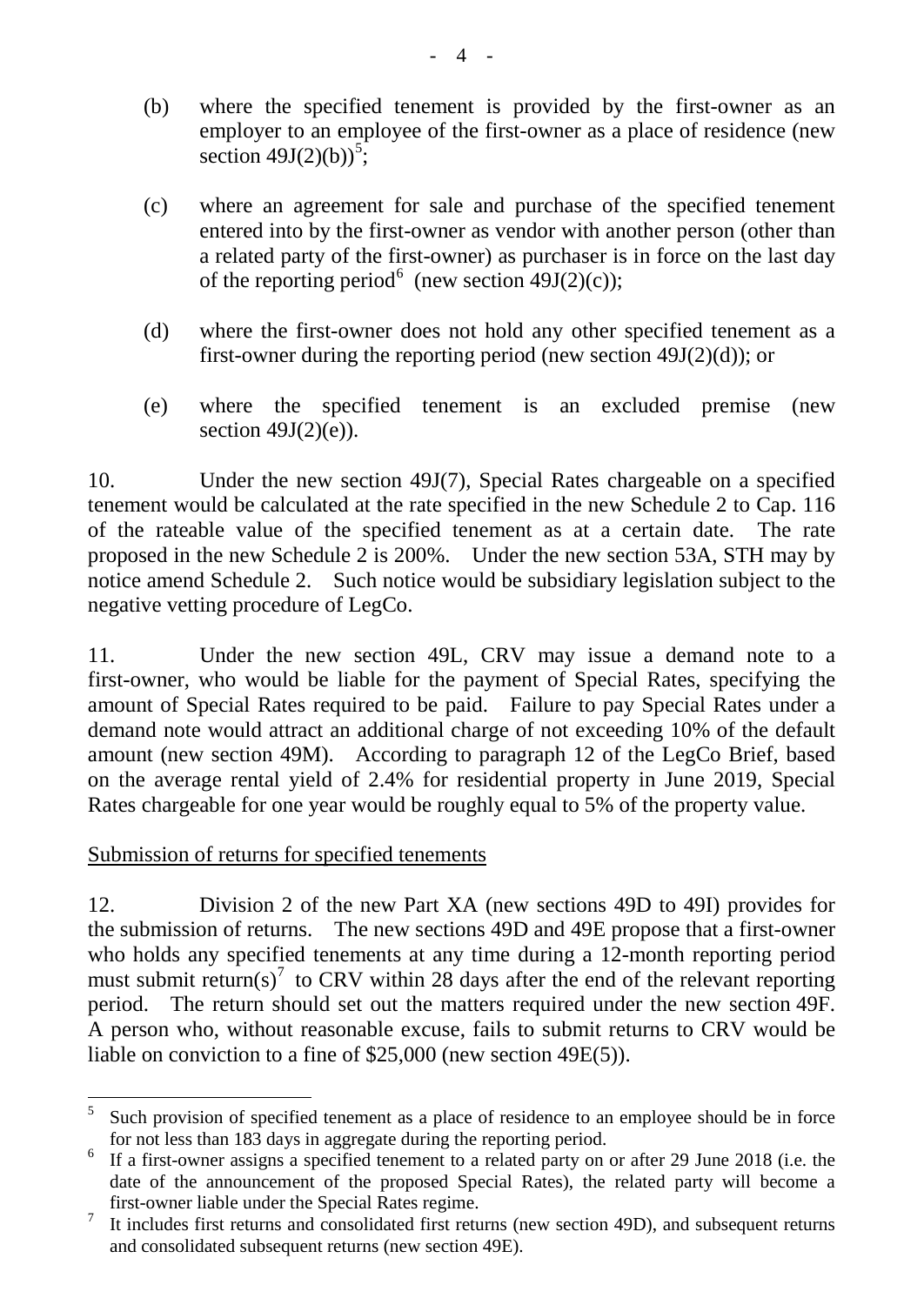(b) where the specified tenement is provided by the first-owner as an employer to an employee of the first-owner as a place of residence (new section 49J(2)(b))[5];

(c) where an agreement for sale and purchase of the specified tenement entered into by the first-owner as vendor with another person (other than a related party of the first-owner) as purchaser is in force on the last day of the reporting period[6] (new section 49J(2)(c));

(d) where the first-owner does not hold any other specified tenement as a first-owner during the reporting period (new section 49J(2)(d)); or

(e) where the specified tenement is an excluded premise (new section 49J(2)(e)).

10. Under the new section 49J(7), Special Rates chargeable on a specified tenement would be calculated at the rate specified in the new Schedule 2 to Cap. 116 of the rateable value of the specified tenement as at a certain date. The rate proposed in the new Schedule 2 is 200%. Under the new section 53A, STH may by notice amend Schedule 2. Such notice would be subsidiary legislation subject to the negative vetting procedure of LegCo.

11. Under the new section 49L, CRV may issue a demand note to a first-owner, who would be liable for the payment of Special Rates, specifying the amount of Special Rates required to be paid. Failure to pay Special Rates under a demand note would attract an additional charge of not exceeding 10% of the default amount (new section 49M). According to paragraph 12 of the LegCo Brief, based on the average rental yield of 2.4% for residential property in June 2019, Special Rates chargeable for one year would be roughly equal to 5% of the property value.

<u>Submission of returns for specified tenements</u>

12. Division 2 of the new Part XA (new sections 49D to 49I) provides for the submission of returns. The new sections 49D and 49E propose that a first-owner who holds any specified tenements at any time during a 12-month reporting period must submit return(s)[7] to CRV within 28 days after the end of the relevant reporting period. The return should set out the matters required under the new section 49F. A person who, without reasonable excuse, fails to submit returns to CRV would be liable on conviction to a fine of $25,000 (new section 49E(5)).

---

[5] Such provision of specified tenement as a place of residence to an employee should be in force for not less than 183 days in aggregate during the reporting period.

[6] If a first-owner assigns a specified tenement to a related party on or after 29 June 2018 (i.e. the date of the announcement of the proposed Special Rates), the related party will become a first-owner liable under the Special Rates regime.

[7] It includes first returns and consolidated first returns (new section 49D), and subsequent returns and consolidated subsequent returns (new section 49E).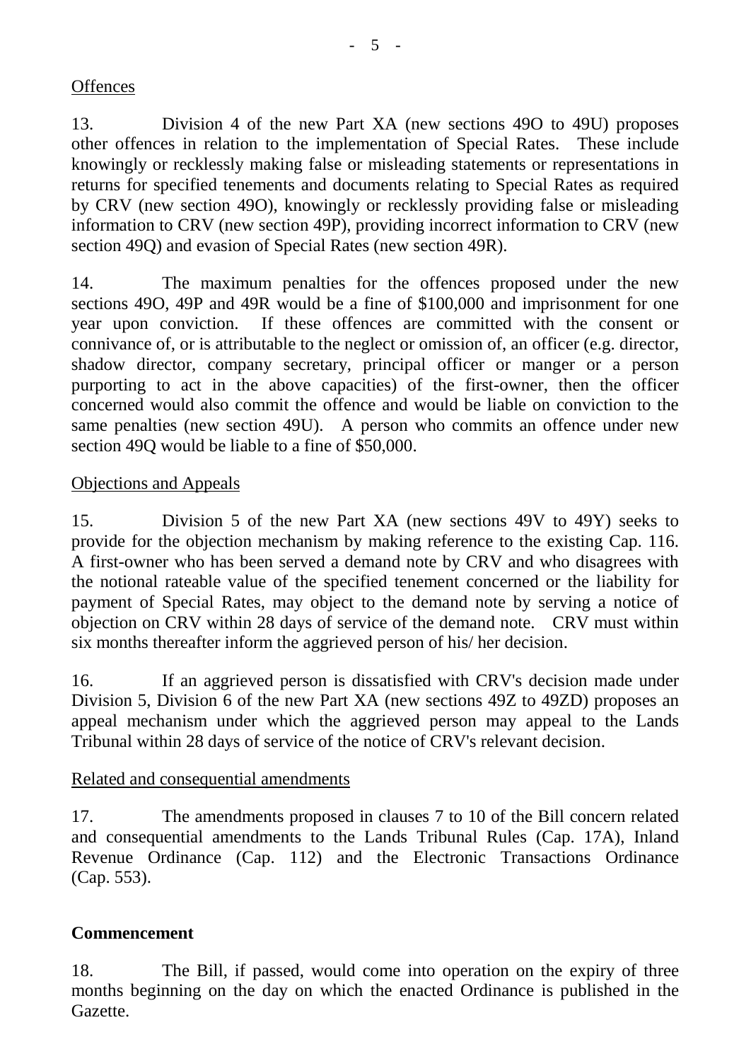Offences

13. Division 4 of the new Part XA (new sections 49O to 49U) proposes other offences in relation to the implementation of Special Rates. These include knowingly or recklessly making false or misleading statements or representations in returns for specified tenements and documents relating to Special Rates as required by CRV (new section 49O), knowingly or recklessly providing false or misleading information to CRV (new section 49P), providing incorrect information to CRV (new section 49Q) and evasion of Special Rates (new section 49R).

14. The maximum penalties for the offences proposed under the new sections 49O, 49P and 49R would be a fine of $100,000 and imprisonment for one year upon conviction. If these offences are committed with the consent or connivance of, or is attributable to the neglect or omission of, an officer (e.g. director, shadow director, company secretary, principal officer or manger or a person purporting to act in the above capacities) of the first-owner, then the officer concerned would also commit the offence and would be liable on conviction to the same penalties (new section 49U). A person who commits an offence under new section 49Q would be liable to a fine of $50,000.

Objections and Appeals

15. Division 5 of the new Part XA (new sections 49V to 49Y) seeks to provide for the objection mechanism by making reference to the existing Cap. 116. A first-owner who has been served a demand note by CRV and who disagrees with the notional rateable value of the specified tenement concerned or the liability for payment of Special Rates, may object to the demand note by serving a notice of objection on CRV within 28 days of service of the demand note. CRV must within six months thereafter inform the aggrieved person of his/ her decision.

16. If an aggrieved person is dissatisfied with CRV's decision made under Division 5, Division 6 of the new Part XA (new sections 49Z to 49ZD) proposes an appeal mechanism under which the aggrieved person may appeal to the Lands Tribunal within 28 days of service of the notice of CRV's relevant decision.

Related and consequential amendments

17. The amendments proposed in clauses 7 to 10 of the Bill concern related and consequential amendments to the Lands Tribunal Rules (Cap. 17A), Inland Revenue Ordinance (Cap. 112) and the Electronic Transactions Ordinance (Cap. 553).

**Commencement**

18. The Bill, if passed, would come into operation on the expiry of three months beginning on the day on which the enacted Ordinance is published in the Gazette.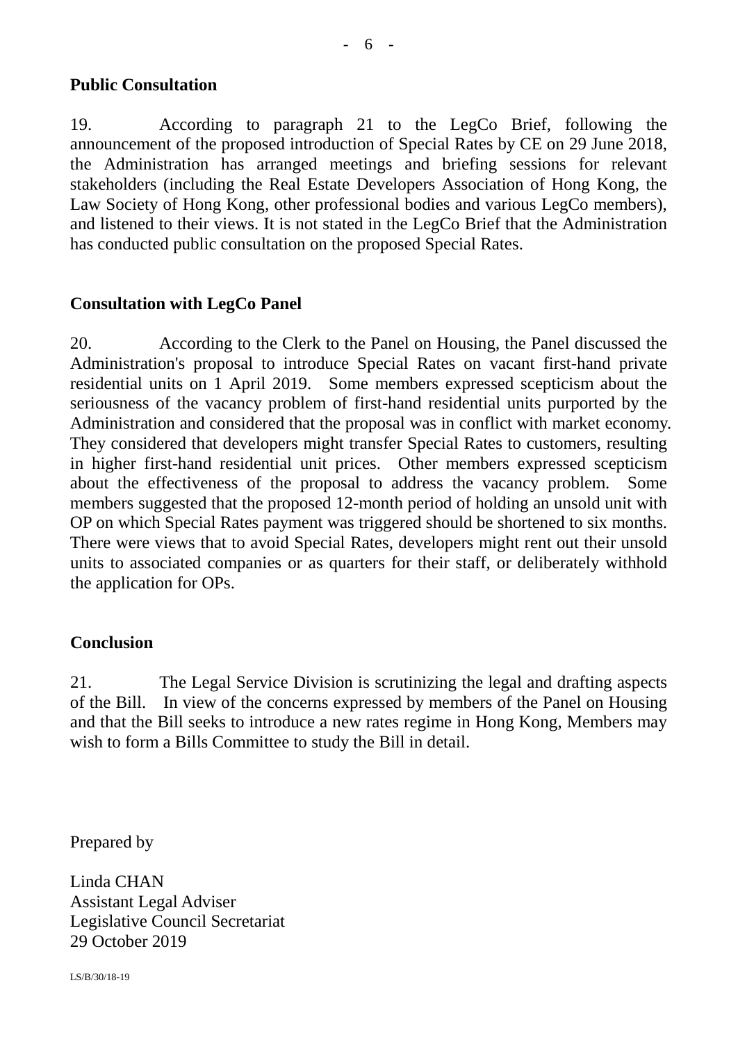## Public Consultation

19. According to paragraph 21 to the LegCo Brief, following the announcement of the proposed introduction of Special Rates by CE on 29 June 2018, the Administration has arranged meetings and briefing sessions for relevant stakeholders (including the Real Estate Developers Association of Hong Kong, the Law Society of Hong Kong, other professional bodies and various LegCo members), and listened to their views. It is not stated in the LegCo Brief that the Administration has conducted public consultation on the proposed Special Rates.

## Consultation with LegCo Panel

20. According to the Clerk to the Panel on Housing, the Panel discussed the Administration's proposal to introduce Special Rates on vacant first-hand private residential units on 1 April 2019. Some members expressed scepticism about the seriousness of the vacancy problem of first-hand residential units purported by the Administration and considered that the proposal was in conflict with market economy. They considered that developers might transfer Special Rates to customers, resulting in higher first-hand residential unit prices. Other members expressed scepticism about the effectiveness of the proposal to address the vacancy problem. Some members suggested that the proposed 12-month period of holding an unsold unit with OP on which Special Rates payment was triggered should be shortened to six months. There were views that to avoid Special Rates, developers might rent out their unsold units to associated companies or as quarters for their staff, or deliberately withhold the application for OPs.

## Conclusion

21. The Legal Service Division is scrutinizing the legal and drafting aspects of the Bill. In view of the concerns expressed by members of the Panel on Housing and that the Bill seeks to introduce a new rates regime in Hong Kong, Members may wish to form a Bills Committee to study the Bill in detail.

Prepared by

Linda CHAN
Assistant Legal Adviser
Legislative Council Secretariat
29 October 2019

LS/B/30/18-19